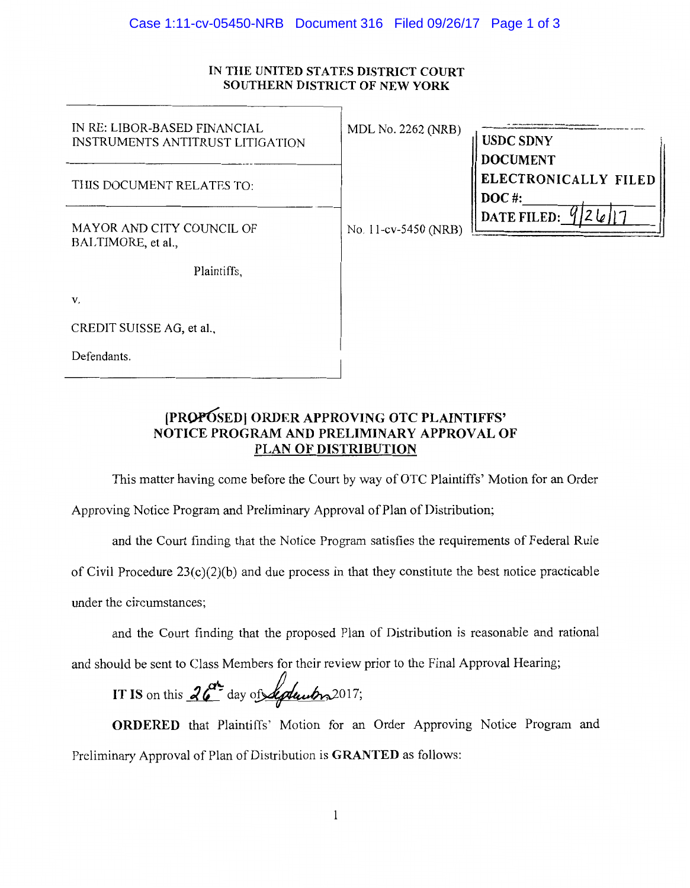IN THE UNITED STATES DISTRICT COURT
SOUTHERN DISTRICT OF NEW YORK

| | | |
|---|---|---|
| IN RE: LIBOR-BASED FINANCIAL INSTRUMENTS ANTITRUST LITIGATION | MDL No. 2262 (NRB) | USDC SDNY<br>DOCUMENT<br>ELECTRONICALLY FILED<br>DOC #:<br>DATE FILED: 9/26/17 |
| THIS DOCUMENT RELATES TO: | | |
| MAYOR AND CITY COUNCIL OF BALTIMORE, et al.,<br><br>Plaintiffs,<br><br>v.<br><br>CREDIT SUISSE AG, et al.,<br><br>Defendants. | No. 11-cv-5450 (NRB) | |

## [PROPOSED] ORDER APPROVING OTC PLAINTIFFS' NOTICE PROGRAM AND PRELIMINARY APPROVAL OF PLAN OF DISTRIBUTION

This matter having come before the Court by way of OTC Plaintiffs' Motion for an Order Approving Notice Program and Preliminary Approval of Plan of Distribution;

and the Court finding that the Notice Program satisfies the requirements of Federal Rule of Civil Procedure 23(c)(2)(b) and due process in that they constitute the best notice practicable under the circumstances;

and the Court finding that the proposed Plan of Distribution is reasonable and rational and should be sent to Class Members for their review prior to the Final Approval Hearing;

**IT IS** on this 26th day of September 2017;

**ORDERED** that Plaintiffs' Motion for an Order Approving Notice Program and Preliminary Approval of Plan of Distribution is **GRANTED** as follows: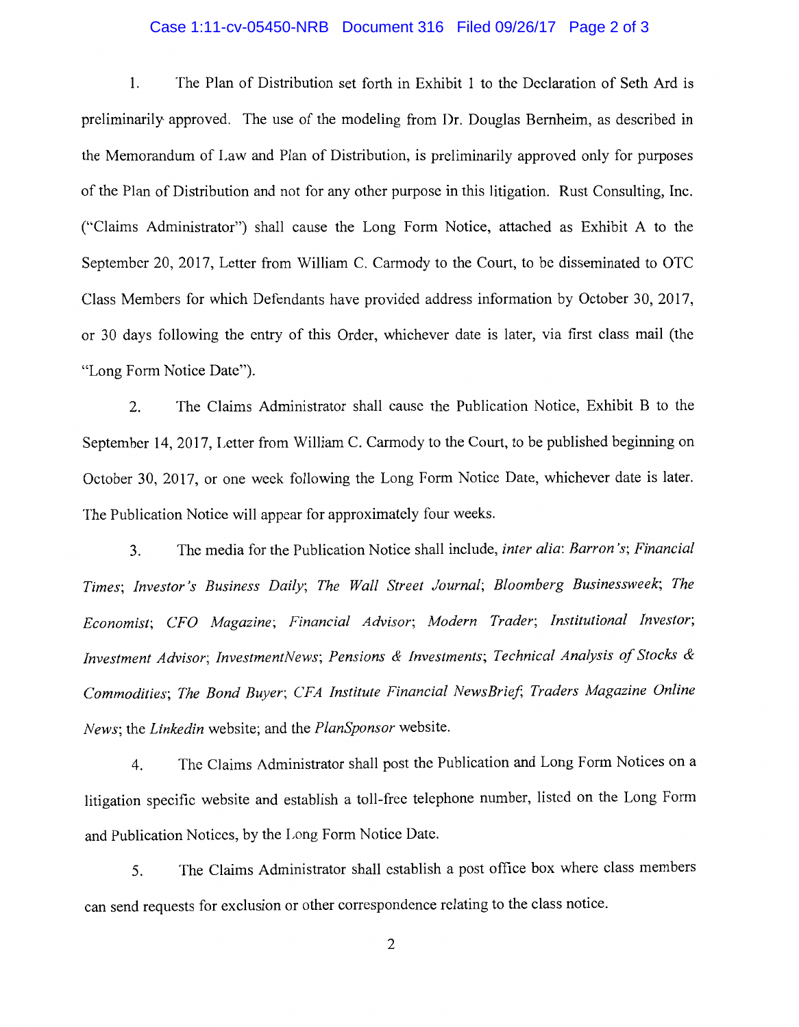1. The Plan of Distribution set forth in Exhibit 1 to the Declaration of Seth Ard is preliminarily approved. The use of the modeling from Dr. Douglas Bernheim, as described in the Memorandum of Law and Plan of Distribution, is preliminarily approved only for purposes of the Plan of Distribution and not for any other purpose in this litigation. Rust Consulting, Inc. ("Claims Administrator") shall cause the Long Form Notice, attached as Exhibit A to the September 20, 2017, Letter from William C. Carmody to the Court, to be disseminated to OTC Class Members for which Defendants have provided address information by October 30, 2017, or 30 days following the entry of this Order, whichever date is later, via first class mail (the "Long Form Notice Date").

2. The Claims Administrator shall cause the Publication Notice, Exhibit B to the September 14, 2017, Letter from William C. Carmody to the Court, to be published beginning on October 30, 2017, or one week following the Long Form Notice Date, whichever date is later. The Publication Notice will appear for approximately four weeks.

3. The media for the Publication Notice shall include, *inter alia*: *Barron's*; *Financial Times*; *Investor's Business Daily*; *The Wall Street Journal*; *Bloomberg Businessweek*; *The Economist*; *CFO Magazine*; *Financial Advisor*; *Modern Trader*; *Institutional Investor*; *Investment Advisor*; *InvestmentNews*; *Pensions & Investments*; *Technical Analysis of Stocks & Commodities*; *The Bond Buyer*; *CFA Institute Financial NewsBrief*; *Traders Magazine Online News*; the *Linkedin* website; and the *PlanSponsor* website.

4. The Claims Administrator shall post the Publication and Long Form Notices on a litigation specific website and establish a toll-free telephone number, listed on the Long Form and Publication Notices, by the Long Form Notice Date.

5. The Claims Administrator shall establish a post office box where class members can send requests for exclusion or other correspondence relating to the class notice.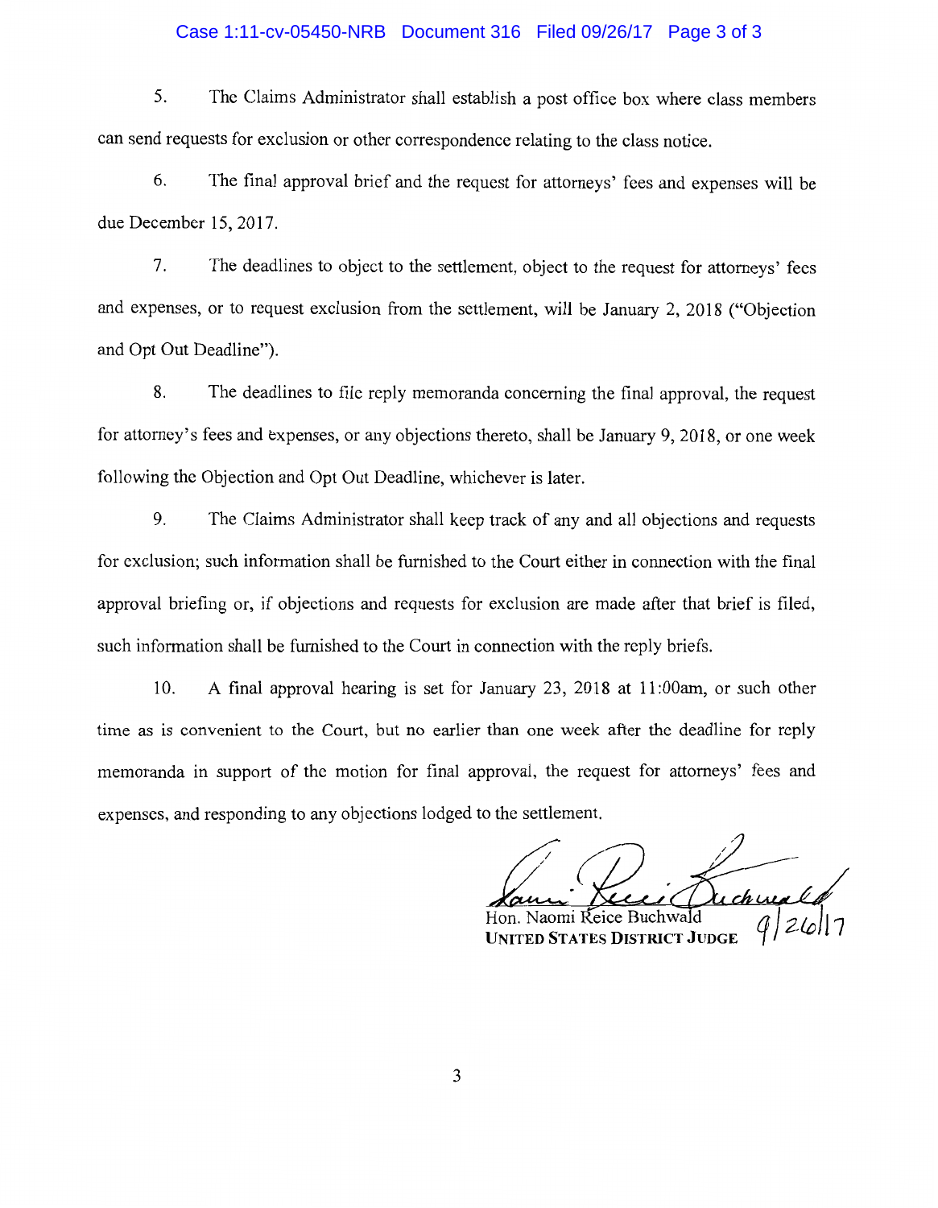5. The Claims Administrator shall establish a post office box where class members can send requests for exclusion or other correspondence relating to the class notice.

6. The final approval brief and the request for attorneys' fees and expenses will be due December 15, 2017.

7. The deadlines to object to the settlement, object to the request for attorneys' fees and expenses, or to request exclusion from the settlement, will be January 2, 2018 ("Objection and Opt Out Deadline").

8. The deadlines to file reply memoranda concerning the final approval, the request for attorney's fees and expenses, or any objections thereto, shall be January 9, 2018, or one week following the Objection and Opt Out Deadline, whichever is later.

9. The Claims Administrator shall keep track of any and all objections and requests for exclusion; such information shall be furnished to the Court either in connection with the final approval briefing or, if objections and requests for exclusion are made after that brief is filed, such information shall be furnished to the Court in connection with the reply briefs.

10. A final approval hearing is set for January 23, 2018 at 11:00am, or such other time as is convenient to the Court, but no earlier than one week after the deadline for reply memoranda in support of the motion for final approval, the request for attorneys' fees and expenses, and responding to any objections lodged to the settlement.

Hon. Naomi Reice Buchwald
**UNITED STATES DISTRICT JUDGE**

9/26/17